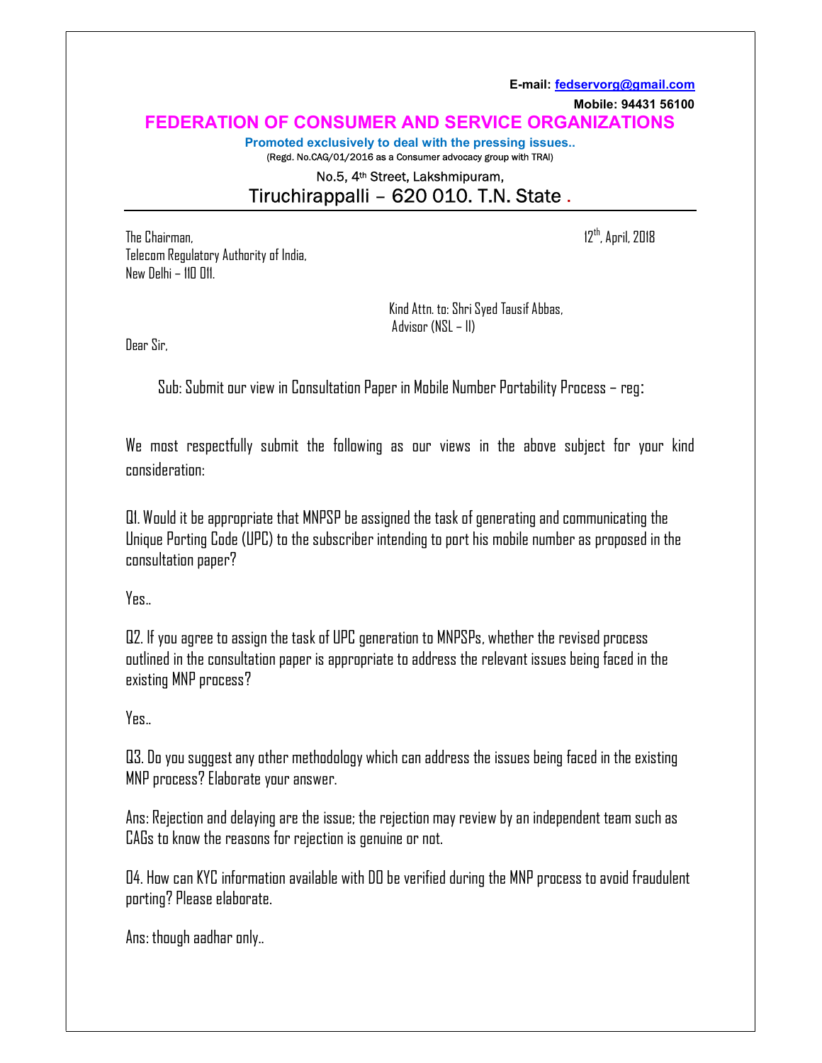E-mail: fedservorg@gmail.com

Mobile: 94431 56100

# FEDERATION OF CONSUMER AND SERVICE ORGANIZATIONS

**Promoted exclusively to deal with the pressing issues..**

(Regd. No.CAG/01/2016 as a Consumer advocacy group with TRAI)

No.5, 4th Street, Lakshmipuram,

Tiruchirappalli – 620 010. T.N. State .

---

The Chairman,
Telecom Regulatory Authority of India,
New Delhi – 110 011.

12th, April, 2018

Kind Attn. to: Shri Syed Tausif Abbas,
Advisor (NSL – II)

Dear Sir,

Sub: Submit our view in Consultation Paper in Mobile Number Portability Process – reg:

We most respectfully submit the following as our views in the above subject for your kind consideration:

Q1. Would it be appropriate that MNPSP be assigned the task of generating and communicating the Unique Porting Code (UPC) to the subscriber intending to port his mobile number as proposed in the consultation paper?

Yes..

Q2. If you agree to assign the task of UPC generation to MNPSPs, whether the revised process outlined in the consultation paper is appropriate to address the relevant issues being faced in the existing MNP process?

Yes..

Q3. Do you suggest any other methodology which can address the issues being faced in the existing MNP process? Elaborate your answer.

Ans: Rejection and delaying are the issue; the rejection may review by an independent team such as CAGs to know the reasons for rejection is genuine or not.

Q4. How can KYC information available with DO be verified during the MNP process to avoid fraudulent porting? Please elaborate.

Ans: though aadhar only..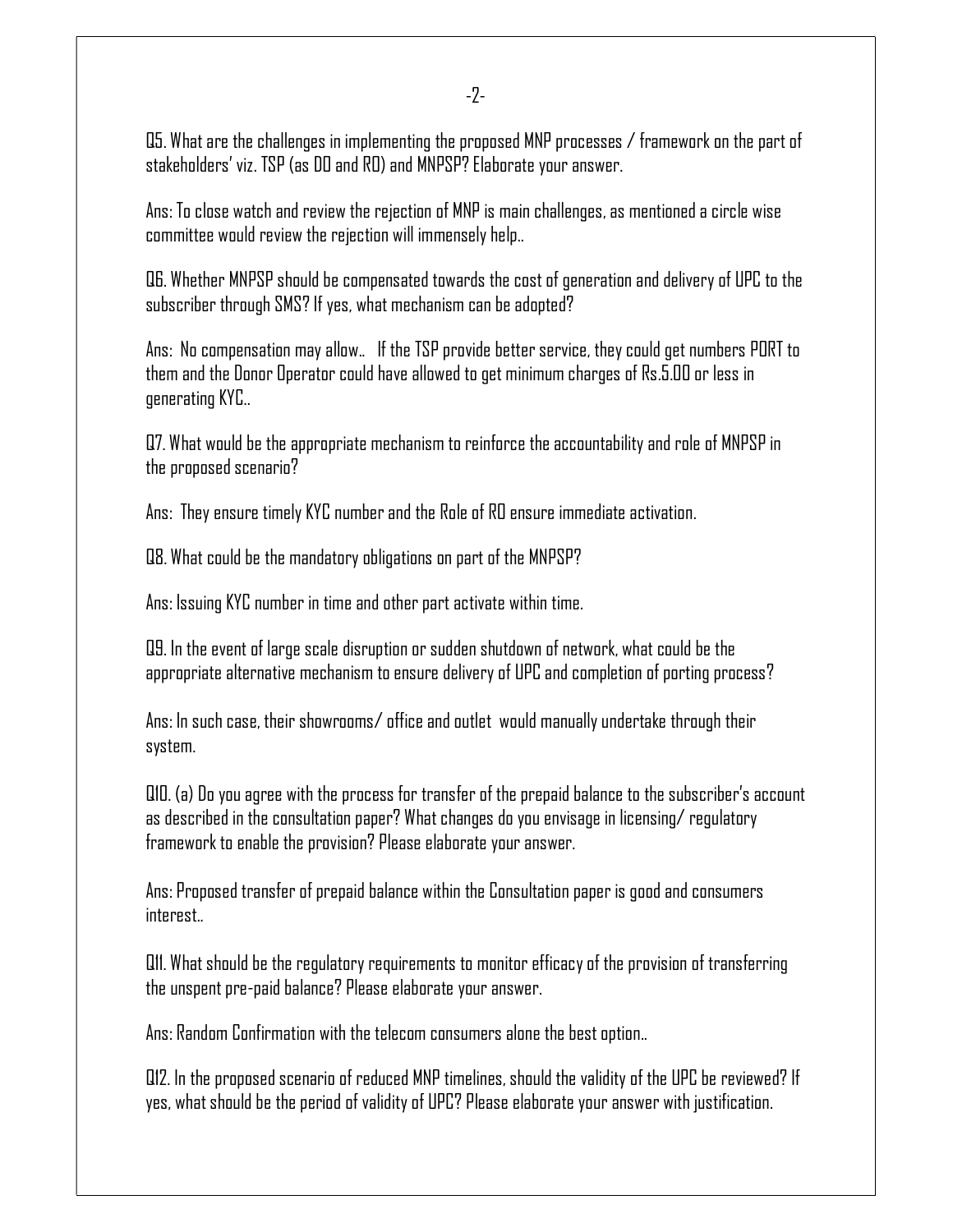Q5. What are the challenges in implementing the proposed MNP processes / framework on the part of stakeholders' viz. TSP (as DO and RO) and MNPSP? Elaborate your answer.

Ans: To close watch and review the rejection of MNP is main challenges, as mentioned a circle wise committee would review the rejection will immensely help..

Q6. Whether MNPSP should be compensated towards the cost of generation and delivery of UPC to the subscriber through SMS? If yes, what mechanism can be adopted?

Ans: No compensation may allow.. If the TSP provide better service, they could get numbers PORT to them and the Donor Operator could have allowed to get minimum charges of Rs.5.00 or less in generating KYC..

Q7. What would be the appropriate mechanism to reinforce the accountability and role of MNPSP in the proposed scenario?

Ans: They ensure timely KYC number and the Role of RO ensure immediate activation.

Q8. What could be the mandatory obligations on part of the MNPSP?

Ans: Issuing KYC number in time and other part activate within time.

Q9. In the event of large scale disruption or sudden shutdown of network, what could be the appropriate alternative mechanism to ensure delivery of UPC and completion of porting process?

Ans: In such case, their showrooms/ office and outlet would manually undertake through their system.

Q10. (a) Do you agree with the process for transfer of the prepaid balance to the subscriber's account as described in the consultation paper? What changes do you envisage in licensing/ regulatory framework to enable the provision? Please elaborate your answer.

Ans: Proposed transfer of prepaid balance within the Consultation paper is good and consumers interest..

Q11. What should be the regulatory requirements to monitor efficacy of the provision of transferring the unspent pre-paid balance? Please elaborate your answer.

Ans: Random Confirmation with the telecom consumers alone the best option..

Q12. In the proposed scenario of reduced MNP timelines, should the validity of the UPC be reviewed? If yes, what should be the period of validity of UPC? Please elaborate your answer with justification.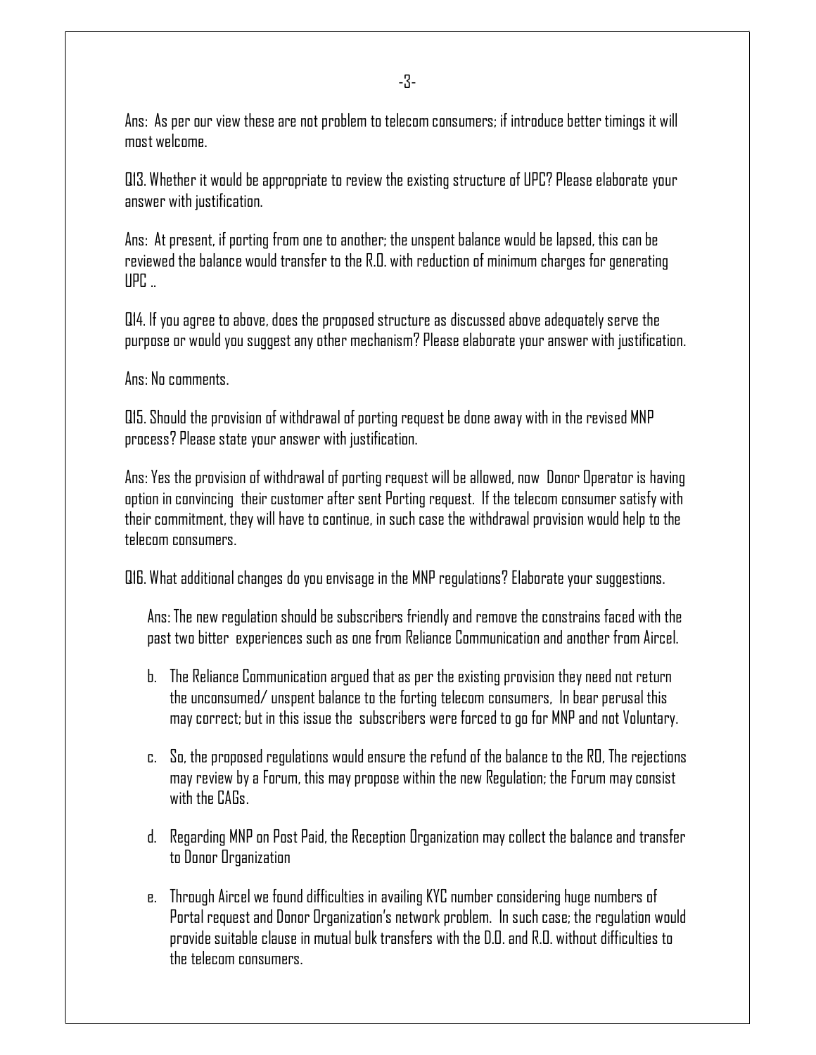Ans: As per our view these are not problem to telecom consumers; if introduce better timings it will most welcome.

Q13. Whether it would be appropriate to review the existing structure of UPC? Please elaborate your answer with justification.

Ans: At present, if porting from one to another; the unspent balance would be lapsed, this can be reviewed the balance would transfer to the R.O. with reduction of minimum charges for generating UPC ..

Q14. If you agree to above, does the proposed structure as discussed above adequately serve the purpose or would you suggest any other mechanism? Please elaborate your answer with justification.

Ans: No comments.

Q15. Should the provision of withdrawal of porting request be done away with in the revised MNP process? Please state your answer with justification.

Ans: Yes the provision of withdrawal of porting request will be allowed, now Donor Operator is having option in convincing their customer after sent Porting request. If the telecom consumer satisfy with their commitment, they will have to continue, in such case the withdrawal provision would help to the telecom consumers.

Q16. What additional changes do you envisage in the MNP regulations? Elaborate your suggestions.

Ans: The new regulation should be subscribers friendly and remove the constrains faced with the past two bitter experiences such as one from Reliance Communication and another from Aircel.

b. The Reliance Communication argued that as per the existing provision they need not return the unconsumed/ unspent balance to the forting telecom consumers, In bear perusal this may correct; but in this issue the subscribers were forced to go for MNP and not Voluntary.

c. So, the proposed regulations would ensure the refund of the balance to the RO, The rejections may review by a Forum, this may propose within the new Regulation; the Forum may consist with the CAGs.

d. Regarding MNP on Post Paid, the Reception Organization may collect the balance and transfer to Donor Organization

e. Through Aircel we found difficulties in availing KYC number considering huge numbers of Portal request and Donor Organization's network problem. In such case; the regulation would provide suitable clause in mutual bulk transfers with the D.O. and R.O. without difficulties to the telecom consumers.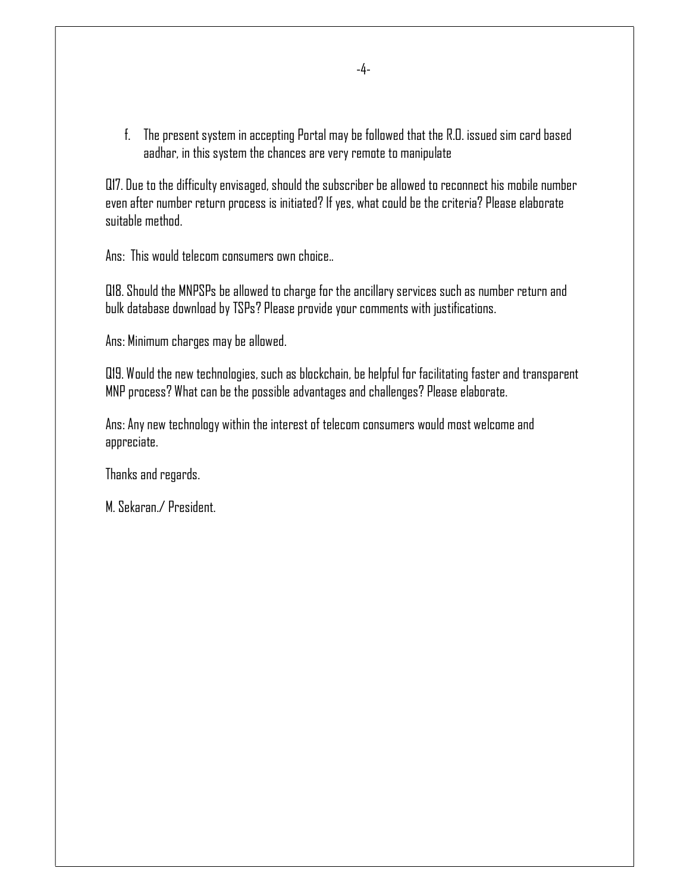f. The present system in accepting Portal may be followed that the R.O. issued sim card based aadhar, in this system the chances are very remote to manipulate

Q17. Due to the difficulty envisaged, should the subscriber be allowed to reconnect his mobile number even after number return process is initiated? If yes, what could be the criteria? Please elaborate suitable method.

Ans: This would telecom consumers own choice..

Q18. Should the MNPSPs be allowed to charge for the ancillary services such as number return and bulk database download by TSPs? Please provide your comments with justifications.

Ans: Minimum charges may be allowed.

Q19. Would the new technologies, such as blockchain, be helpful for facilitating faster and transparent MNP process? What can be the possible advantages and challenges? Please elaborate.

Ans: Any new technology within the interest of telecom consumers would most welcome and appreciate.

Thanks and regards.

M. Sekaran./ President.